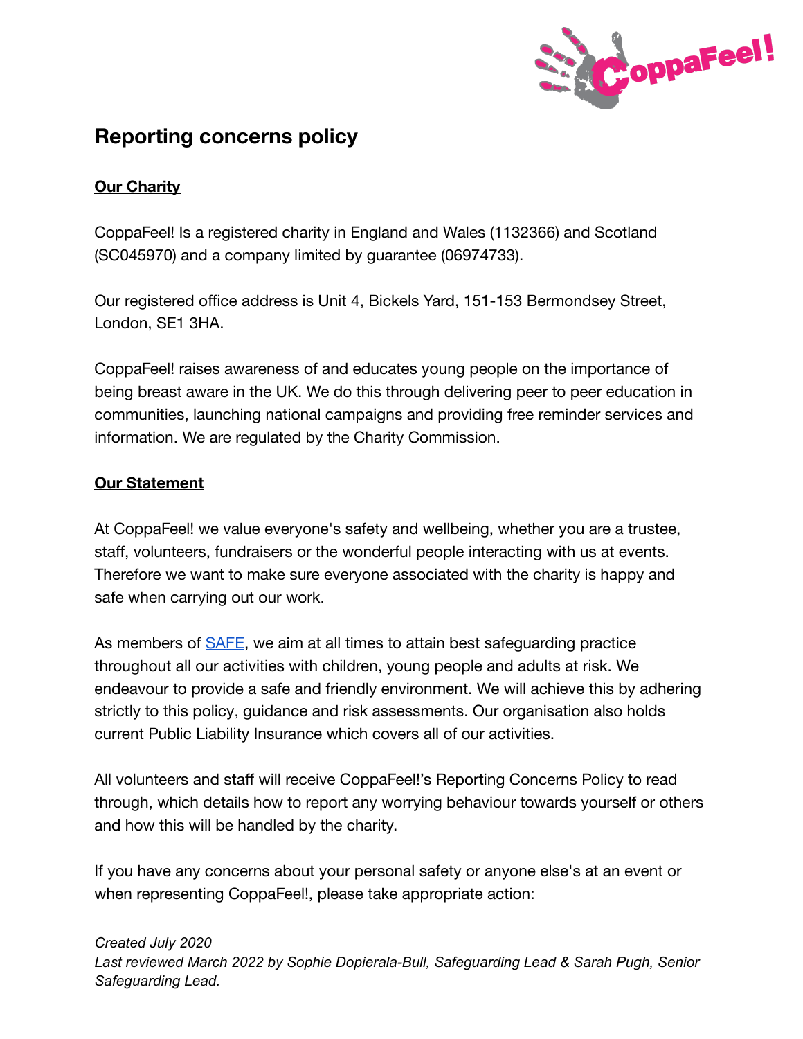# Reporting concerns policy

**Our Charity**

CoppaFeel! Is a registered charity in England and Wales (1132366) and Scotland (SC045970) and a company limited by guarantee (06974733).

Our registered office address is Unit 4, Bickels Yard, 151-153 Bermondsey Street, London, SE1 3HA.

CoppaFeel! raises awareness of and educates young people on the importance of being breast aware in the UK. We do this through delivering peer to peer education in communities, launching national campaigns and providing free reminder services and information. We are regulated by the Charity Commission.

**Our Statement**

At CoppaFeel! we value everyone's safety and wellbeing, whether you are a trustee, staff, volunteers, fundraisers or the wonderful people interacting with us at events. Therefore we want to make sure everyone associated with the charity is happy and safe when carrying out our work.

As members of SAFE, we aim at all times to attain best safeguarding practice throughout all our activities with children, young people and adults at risk. We endeavour to provide a safe and friendly environment. We will achieve this by adhering strictly to this policy, guidance and risk assessments. Our organisation also holds current Public Liability Insurance which covers all of our activities.

All volunteers and staff will receive CoppaFeel!'s Reporting Concerns Policy to read through, which details how to report any worrying behaviour towards yourself or others and how this will be handled by the charity.

If you have any concerns about your personal safety or anyone else's at an event or when representing CoppaFeel!, please take appropriate action:

*Created July 2020*
*Last reviewed March 2022 by Sophie Dopierala-Bull, Safeguarding Lead & Sarah Pugh, Senior Safeguarding Lead.*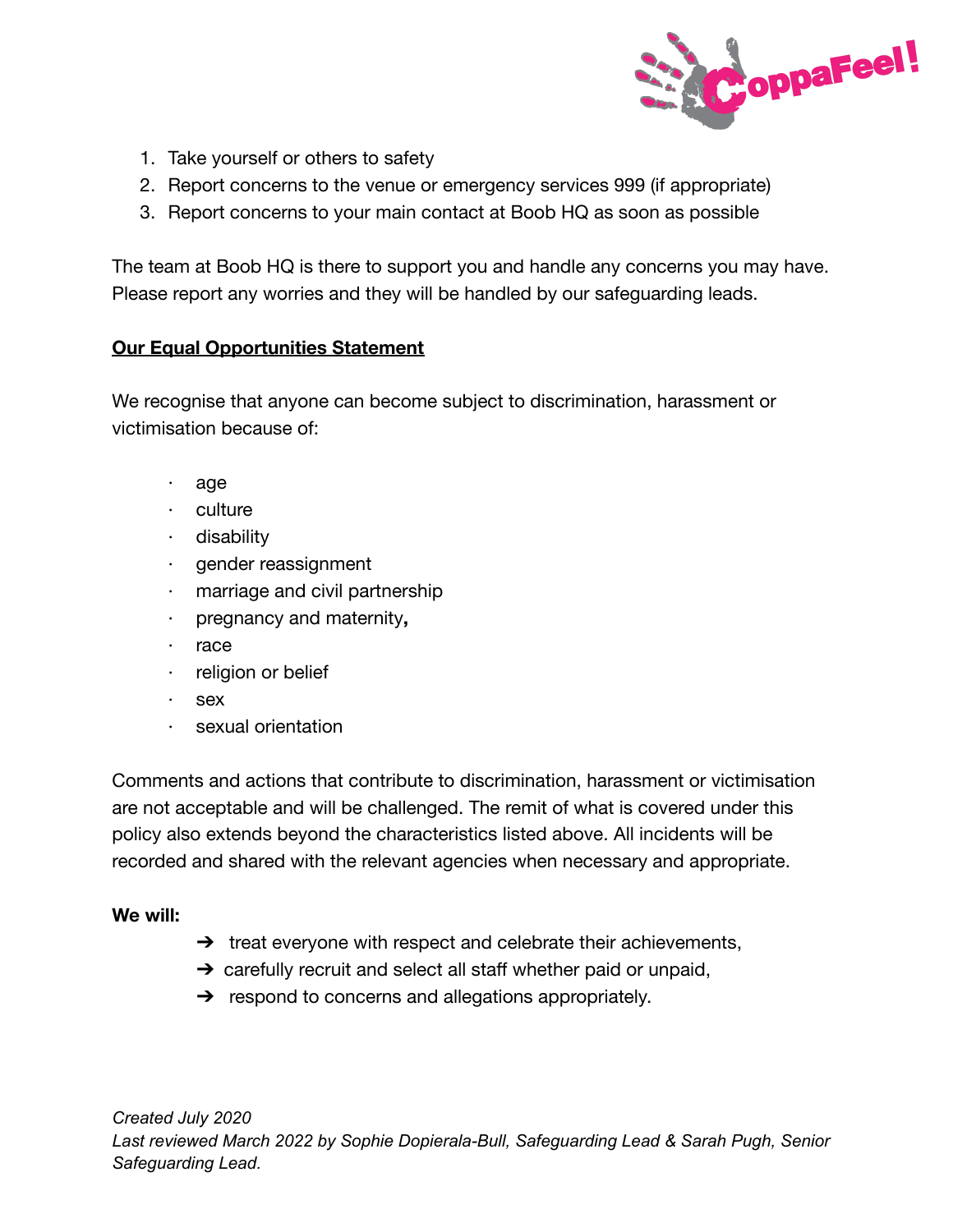1. Take yourself or others to safety
2. Report concerns to the venue or emergency services 999 (if appropriate)
3. Report concerns to your main contact at Boob HQ as soon as possible

The team at Boob HQ is there to support you and handle any concerns you may have. Please report any worries and they will be handled by our safeguarding leads.

**Our Equal Opportunities Statement**

We recognise that anyone can become subject to discrimination, harassment or victimisation because of:

- age
- culture
- disability
- gender reassignment
- marriage and civil partnership
- pregnancy and maternity**,**
- race
- religion or belief
- sex
- sexual orientation

Comments and actions that contribute to discrimination, harassment or victimisation are not acceptable and will be challenged. The remit of what is covered under this policy also extends beyond the characteristics listed above. All incidents will be recorded and shared with the relevant agencies when necessary and appropriate.

**We will:**

- ➔ treat everyone with respect and celebrate their achievements,
- ➔ carefully recruit and select all staff whether paid or unpaid,
- ➔ respond to concerns and allegations appropriately.

*Created July 2020*
*Last reviewed March 2022 by Sophie Dopierala-Bull, Safeguarding Lead & Sarah Pugh, Senior Safeguarding Lead.*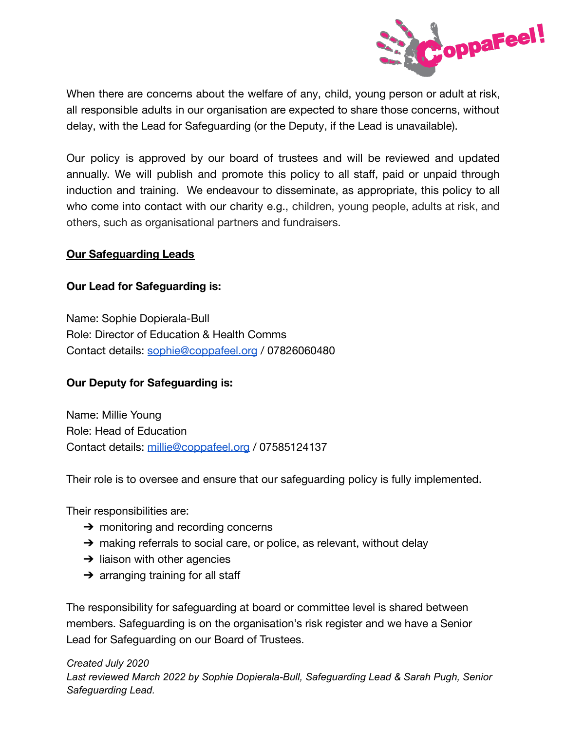When there are concerns about the welfare of any, child, young person or adult at risk, all responsible adults in our organisation are expected to share those concerns, without delay, with the Lead for Safeguarding (or the Deputy, if the Lead is unavailable).

Our policy is approved by our board of trustees and will be reviewed and updated annually. We will publish and promote this policy to all staff, paid or unpaid through induction and training. We endeavour to disseminate, as appropriate, this policy to all who come into contact with our charity e.g., children, young people, adults at risk, and others, such as organisational partners and fundraisers.

## Our Safeguarding Leads

**Our Lead for Safeguarding is:**

Name: Sophie Dopierala-Bull
Role: Director of Education & Health Comms
Contact details: sophie@coppafeel.org / 07826060480

**Our Deputy for Safeguarding is:**

Name: Millie Young
Role: Head of Education
Contact details: millie@coppafeel.org / 07585124137

Their role is to oversee and ensure that our safeguarding policy is fully implemented.

Their responsibilities are:

- monitoring and recording concerns
- making referrals to social care, or police, as relevant, without delay
- liaison with other agencies
- arranging training for all staff

The responsibility for safeguarding at board or committee level is shared between members. Safeguarding is on the organisation's risk register and we have a Senior Lead for Safeguarding on our Board of Trustees.

*Created July 2020*
*Last reviewed March 2022 by Sophie Dopierala-Bull, Safeguarding Lead & Sarah Pugh, Senior Safeguarding Lead.*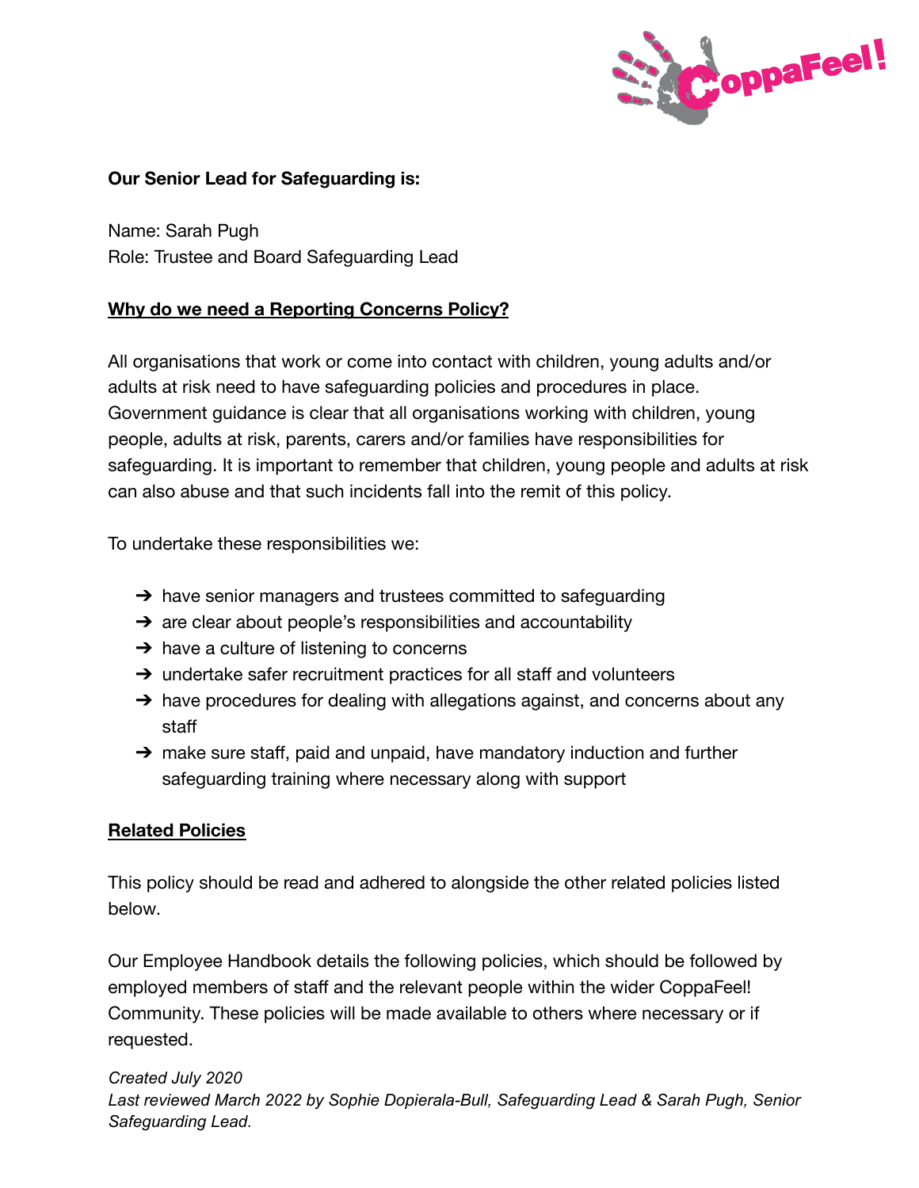**Our Senior Lead for Safeguarding is:**

Name: Sarah Pugh
Role: Trustee and Board Safeguarding Lead

## **Why do we need a Reporting Concerns Policy?**

All organisations that work or come into contact with children, young adults and/or adults at risk need to have safeguarding policies and procedures in place. Government guidance is clear that all organisations working with children, young people, adults at risk, parents, carers and/or families have responsibilities for safeguarding. It is important to remember that children, young people and adults at risk can also abuse and that such incidents fall into the remit of this policy.

To undertake these responsibilities we:

- have senior managers and trustees committed to safeguarding
- are clear about people's responsibilities and accountability
- have a culture of listening to concerns
- undertake safer recruitment practices for all staff and volunteers
- have procedures for dealing with allegations against, and concerns about any staff
- make sure staff, paid and unpaid, have mandatory induction and further safeguarding training where necessary along with support

## **Related Policies**

This policy should be read and adhered to alongside the other related policies listed below.

Our Employee Handbook details the following policies, which should be followed by employed members of staff and the relevant people within the wider CoppaFeel! Community. These policies will be made available to others where necessary or if requested.

*Created July 2020*
*Last reviewed March 2022 by Sophie Dopierala-Bull, Safeguarding Lead & Sarah Pugh, Senior Safeguarding Lead.*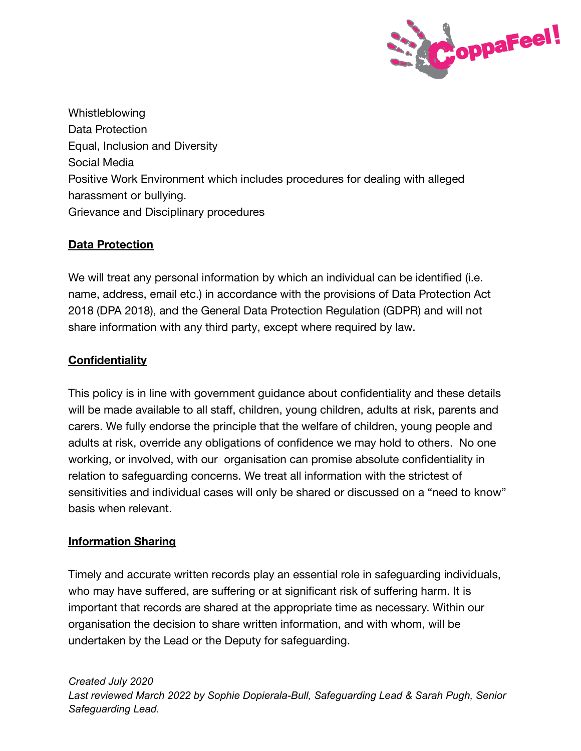Whistleblowing
Data Protection
Equal, Inclusion and Diversity
Social Media
Positive Work Environment which includes procedures for dealing with alleged harassment or bullying.
Grievance and Disciplinary procedures

**Data Protection**

We will treat any personal information by which an individual can be identified (i.e. name, address, email etc.) in accordance with the provisions of Data Protection Act 2018 (DPA 2018), and the General Data Protection Regulation (GDPR) and will not share information with any third party, except where required by law.

**Confidentiality**

This policy is in line with government guidance about confidentiality and these details will be made available to all staff, children, young children, adults at risk, parents and carers. We fully endorse the principle that the welfare of children, young people and adults at risk, override any obligations of confidence we may hold to others. No one working, or involved, with our organisation can promise absolute confidentiality in relation to safeguarding concerns. We treat all information with the strictest of sensitivities and individual cases will only be shared or discussed on a "need to know" basis when relevant.

**Information Sharing**

Timely and accurate written records play an essential role in safeguarding individuals, who may have suffered, are suffering or at significant risk of suffering harm. It is important that records are shared at the appropriate time as necessary. Within our organisation the decision to share written information, and with whom, will be undertaken by the Lead or the Deputy for safeguarding.

*Created July 2020*
*Last reviewed March 2022 by Sophie Dopierala-Bull, Safeguarding Lead & Sarah Pugh, Senior Safeguarding Lead.*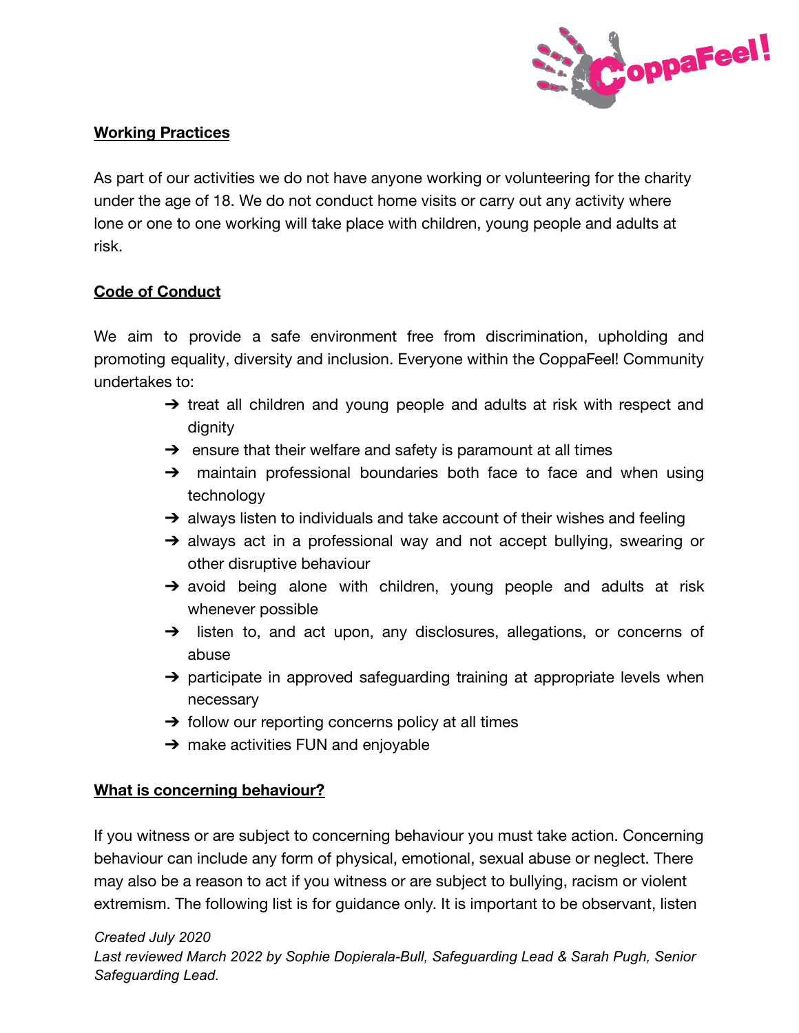## Working Practices

As part of our activities we do not have anyone working or volunteering for the charity under the age of 18. We do not conduct home visits or carry out any activity where lone or one to one working will take place with children, young people and adults at risk.

## Code of Conduct

We aim to provide a safe environment free from discrimination, upholding and promoting equality, diversity and inclusion. Everyone within the CoppaFeel! Community undertakes to:

- treat all children and young people and adults at risk with respect and dignity
- ensure that their welfare and safety is paramount at all times
- maintain professional boundaries both face to face and when using technology
- always listen to individuals and take account of their wishes and feeling
- always act in a professional way and not accept bullying, swearing or other disruptive behaviour
- avoid being alone with children, young people and adults at risk whenever possible
- listen to, and act upon, any disclosures, allegations, or concerns of abuse
- participate in approved safeguarding training at appropriate levels when necessary
- follow our reporting concerns policy at all times
- make activities FUN and enjoyable

## What is concerning behaviour?

If you witness or are subject to concerning behaviour you must take action. Concerning behaviour can include any form of physical, emotional, sexual abuse or neglect. There may also be a reason to act if you witness or are subject to bullying, racism or violent extremism. The following list is for guidance only. It is important to be observant, listen

*Created July 2020*
*Last reviewed March 2022 by Sophie Dopierala-Bull, Safeguarding Lead & Sarah Pugh, Senior Safeguarding Lead.*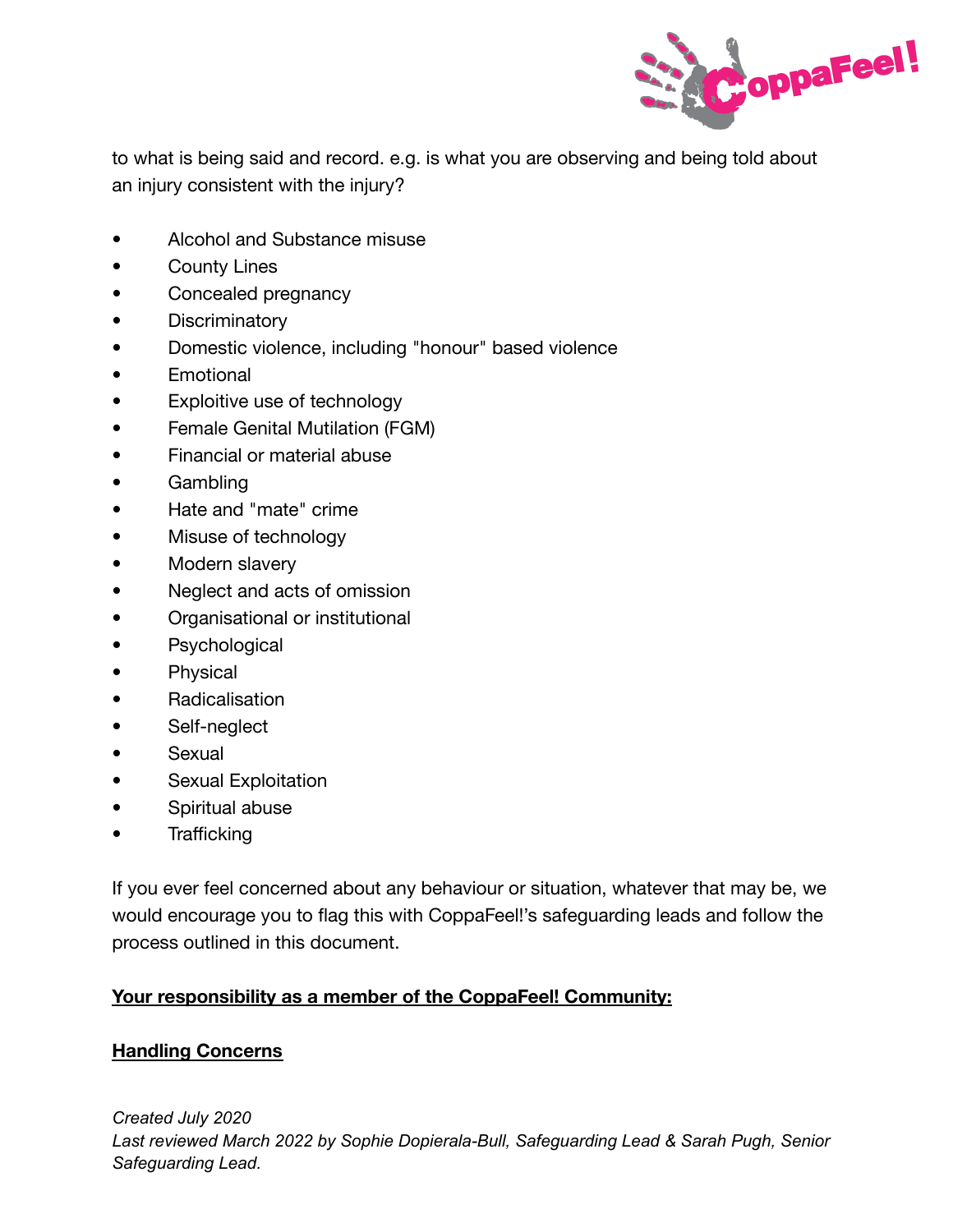to what is being said and record. e.g. is what you are observing and being told about an injury consistent with the injury?

- Alcohol and Substance misuse
- County Lines
- Concealed pregnancy
- Discriminatory
- Domestic violence, including "honour" based violence
- Emotional
- Exploitive use of technology
- Female Genital Mutilation (FGM)
- Financial or material abuse
- Gambling
- Hate and "mate" crime
- Misuse of technology
- Modern slavery
- Neglect and acts of omission
- Organisational or institutional
- Psychological
- Physical
- Radicalisation
- Self-neglect
- Sexual
- Sexual Exploitation
- Spiritual abuse
- Trafficking

If you ever feel concerned about any behaviour or situation, whatever that may be, we would encourage you to flag this with CoppaFeel!'s safeguarding leads and follow the process outlined in this document.

**<u>Your responsibility as a member of the CoppaFeel! Community:</u>**

**<u>Handling Concerns</u>**

*Created July 2020*
*Last reviewed March 2022 by Sophie Dopierala-Bull, Safeguarding Lead & Sarah Pugh, Senior Safeguarding Lead.*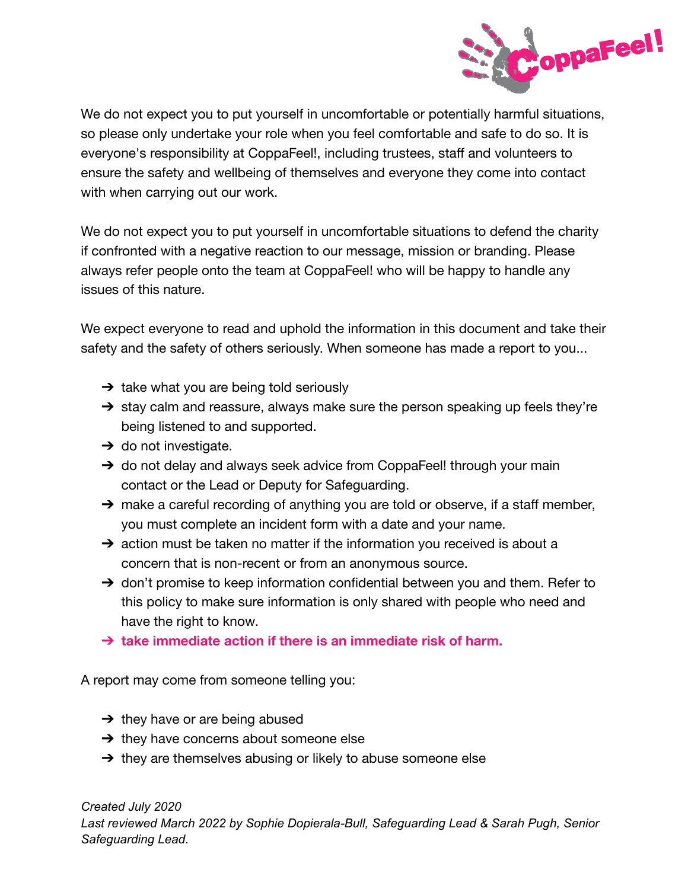We do not expect you to put yourself in uncomfortable or potentially harmful situations, so please only undertake your role when you feel comfortable and safe to do so. It is everyone's responsibility at CoppaFeel!, including trustees, staff and volunteers to ensure the safety and wellbeing of themselves and everyone they come into contact with when carrying out our work.

We do not expect you to put yourself in uncomfortable situations to defend the charity if confronted with a negative reaction to our message, mission or branding. Please always refer people onto the team at CoppaFeel! who will be happy to handle any issues of this nature.

We expect everyone to read and uphold the information in this document and take their safety and the safety of others seriously. When someone has made a report to you...

- ➔ take what you are being told seriously
- ➔ stay calm and reassure, always make sure the person speaking up feels they're being listened to and supported.
- ➔ do not investigate.
- ➔ do not delay and always seek advice from CoppaFeel! through your main contact or the Lead or Deputy for Safeguarding.
- ➔ make a careful recording of anything you are told or observe, if a staff member, you must complete an incident form with a date and your name.
- ➔ action must be taken no matter if the information you received is about a concern that is non-recent or from an anonymous source.
- ➔ don't promise to keep information confidential between you and them. Refer to this policy to make sure information is only shared with people who need and have the right to know.
- ➔ **take immediate action if there is an immediate risk of harm.**

A report may come from someone telling you:

- ➔ they have or are being abused
- ➔ they have concerns about someone else
- ➔ they are themselves abusing or likely to abuse someone else

*Created July 2020*
*Last reviewed March 2022 by Sophie Dopierala-Bull, Safeguarding Lead & Sarah Pugh, Senior Safeguarding Lead.*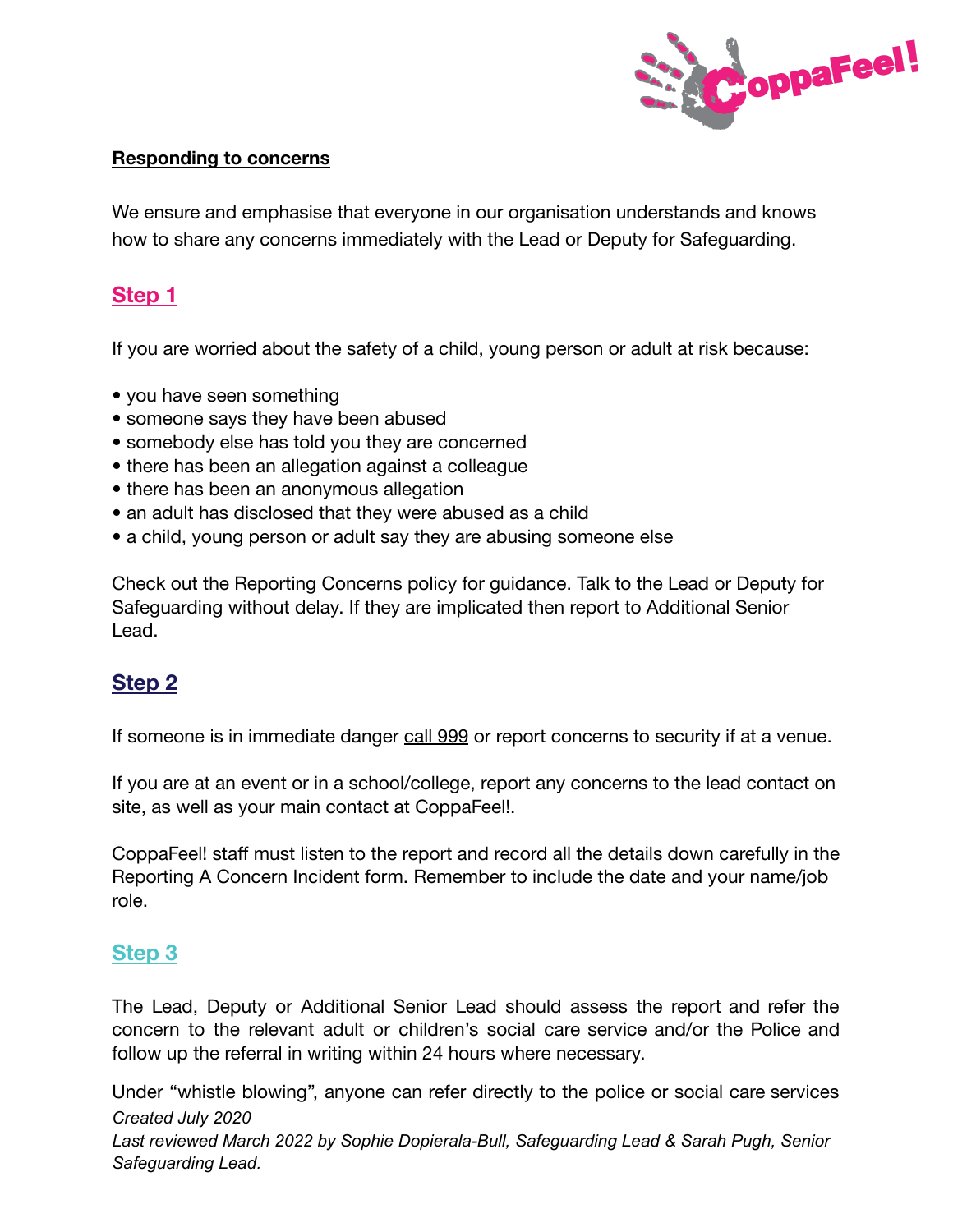**Responding to concerns**

We ensure and emphasise that everyone in our organisation understands and knows how to share any concerns immediately with the Lead or Deputy for Safeguarding.

## Step 1

If you are worried about the safety of a child, young person or adult at risk because:

- you have seen something
- someone says they have been abused
- somebody else has told you they are concerned
- there has been an allegation against a colleague
- there has been an anonymous allegation
- an adult has disclosed that they were abused as a child
- a child, young person or adult say they are abusing someone else

Check out the Reporting Concerns policy for guidance. Talk to the Lead or Deputy for Safeguarding without delay. If they are implicated then report to Additional Senior Lead.

## Step 2

If someone is in immediate danger call 999 or report concerns to security if at a venue.

If you are at an event or in a school/college, report any concerns to the lead contact on site, as well as your main contact at CoppaFeel!.

CoppaFeel! staff must listen to the report and record all the details down carefully in the Reporting A Concern Incident form. Remember to include the date and your name/job role.

## Step 3

The Lead, Deputy or Additional Senior Lead should assess the report and refer the concern to the relevant adult or children's social care service and/or the Police and follow up the referral in writing within 24 hours where necessary.

Under "whistle blowing", anyone can refer directly to the police or social care services

*Created July 2020*
*Last reviewed March 2022 by Sophie Dopierala-Bull, Safeguarding Lead & Sarah Pugh, Senior Safeguarding Lead.*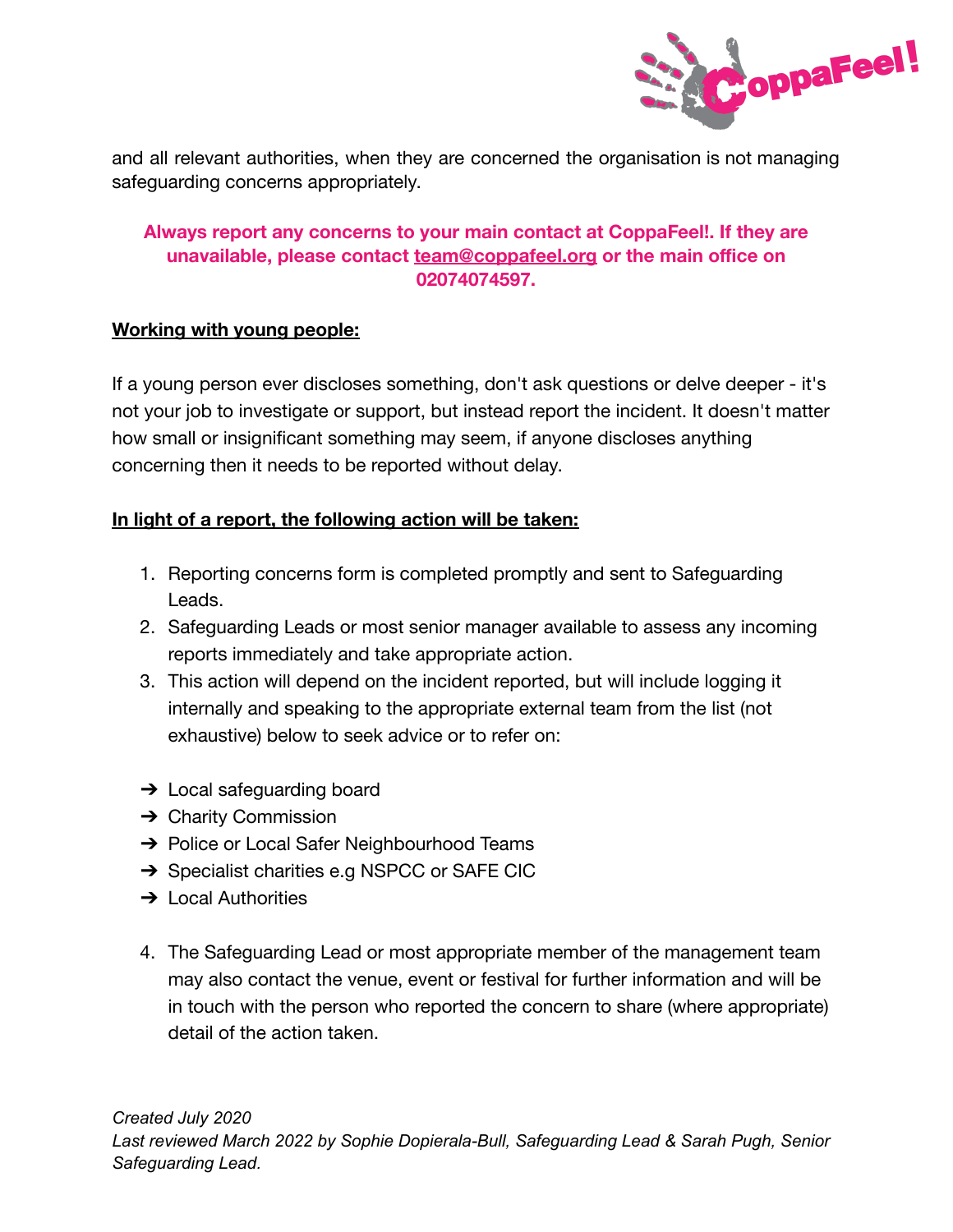and all relevant authorities, when they are concerned the organisation is not managing safeguarding concerns appropriately.

**Always report any concerns to your main contact at CoppaFeel!. If they are unavailable, please contact team@coppafeel.org or the main office on 02074074597.**

**Working with young people:**

If a young person ever discloses something, don't ask questions or delve deeper - it's not your job to investigate or support, but instead report the incident. It doesn't matter how small or insignificant something may seem, if anyone discloses anything concerning then it needs to be reported without delay.

**In light of a report, the following action will be taken:**

1. Reporting concerns form is completed promptly and sent to Safeguarding Leads.
2. Safeguarding Leads or most senior manager available to assess any incoming reports immediately and take appropriate action.
3. This action will depend on the incident reported, but will include logging it internally and speaking to the appropriate external team from the list (not exhaustive) below to seek advice or to refer on:

- ➔ Local safeguarding board
- ➔ Charity Commission
- ➔ Police or Local Safer Neighbourhood Teams
- ➔ Specialist charities e.g NSPCC or SAFE CIC
- ➔ Local Authorities

4. The Safeguarding Lead or most appropriate member of the management team may also contact the venue, event or festival for further information and will be in touch with the person who reported the concern to share (where appropriate) detail of the action taken.

*Created July 2020*
*Last reviewed March 2022 by Sophie Dopierala-Bull, Safeguarding Lead & Sarah Pugh, Senior Safeguarding Lead.*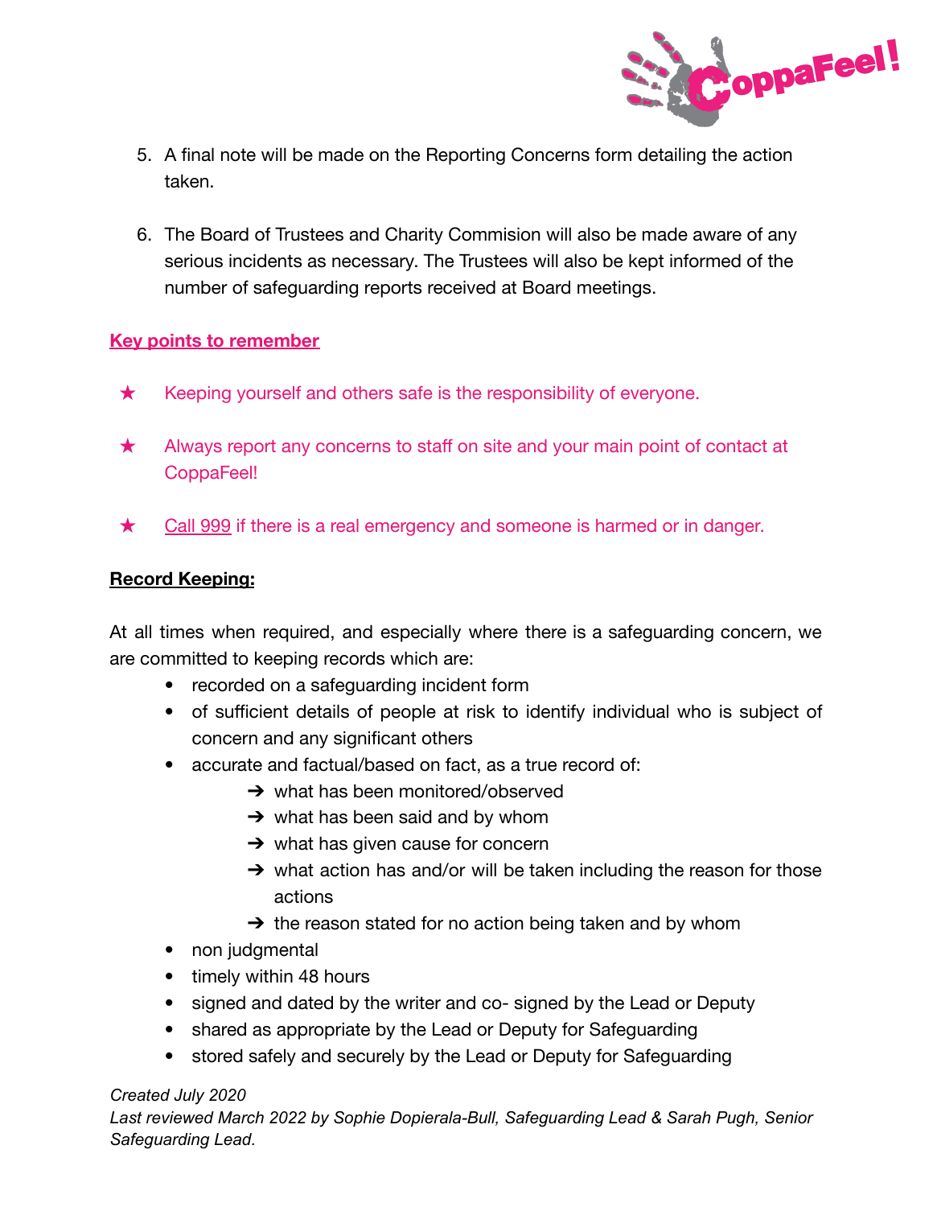5. A final note will be made on the Reporting Concerns form detailing the action taken.

6. The Board of Trustees and Charity Commision will also be made aware of any serious incidents as necessary. The Trustees will also be kept informed of the number of safeguarding reports received at Board meetings.

**Key points to remember**

- ★ Keeping yourself and others safe is the responsibility of everyone.
- ★ Always report any concerns to staff on site and your main point of contact at CoppaFeel!
- ★ Call 999 if there is a real emergency and someone is harmed or in danger.

**Record Keeping:**

At all times when required, and especially where there is a safeguarding concern, we are committed to keeping records which are:

- recorded on a safeguarding incident form
- of sufficient details of people at risk to identify individual who is subject of concern and any significant others
- accurate and factual/based on fact, as a true record of:
  - ➔ what has been monitored/observed
  - ➔ what has been said and by whom
  - ➔ what has given cause for concern
  - ➔ what action has and/or will be taken including the reason for those actions
  - ➔ the reason stated for no action being taken and by whom
- non judgmental
- timely within 48 hours
- signed and dated by the writer and co- signed by the Lead or Deputy
- shared as appropriate by the Lead or Deputy for Safeguarding
- stored safely and securely by the Lead or Deputy for Safeguarding

*Created July 2020*
*Last reviewed March 2022 by Sophie Dopierala-Bull, Safeguarding Lead & Sarah Pugh, Senior Safeguarding Lead.*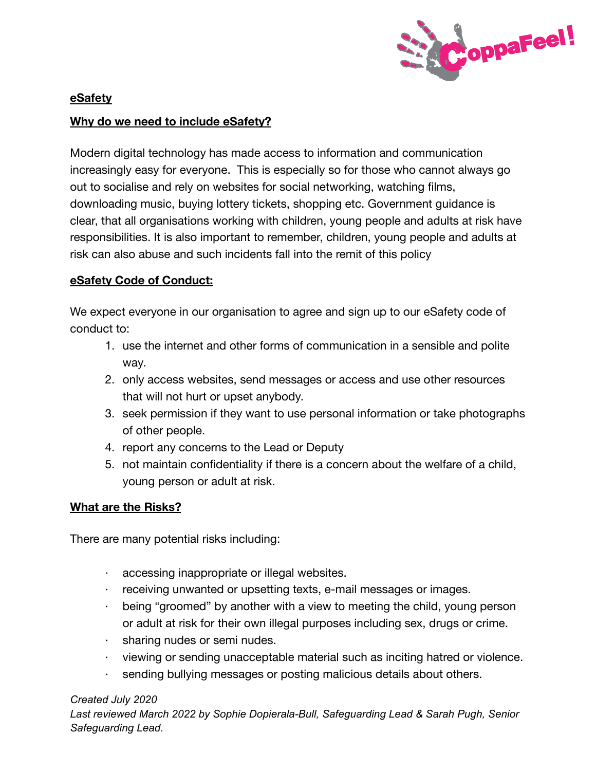**eSafety**

**Why do we need to include eSafety?**

Modern digital technology has made access to information and communication increasingly easy for everyone. This is especially so for those who cannot always go out to socialise and rely on websites for social networking, watching films, downloading music, buying lottery tickets, shopping etc. Government guidance is clear, that all organisations working with children, young people and adults at risk have responsibilities. It is also important to remember, children, young people and adults at risk can also abuse and such incidents fall into the remit of this policy

**eSafety Code of Conduct:**

We expect everyone in our organisation to agree and sign up to our eSafety code of conduct to:

1. use the internet and other forms of communication in a sensible and polite way.
2. only access websites, send messages or access and use other resources that will not hurt or upset anybody.
3. seek permission if they want to use personal information or take photographs of other people.
4. report any concerns to the Lead or Deputy
5. not maintain confidentiality if there is a concern about the welfare of a child, young person or adult at risk.

**What are the Risks?**

There are many potential risks including:

- accessing inappropriate or illegal websites.
- receiving unwanted or upsetting texts, e-mail messages or images.
- being "groomed" by another with a view to meeting the child, young person or adult at risk for their own illegal purposes including sex, drugs or crime.
- sharing nudes or semi nudes.
- viewing or sending unacceptable material such as inciting hatred or violence.
- sending bullying messages or posting malicious details about others.

*Created July 2020*
*Last reviewed March 2022 by Sophie Dopierala-Bull, Safeguarding Lead & Sarah Pugh, Senior Safeguarding Lead.*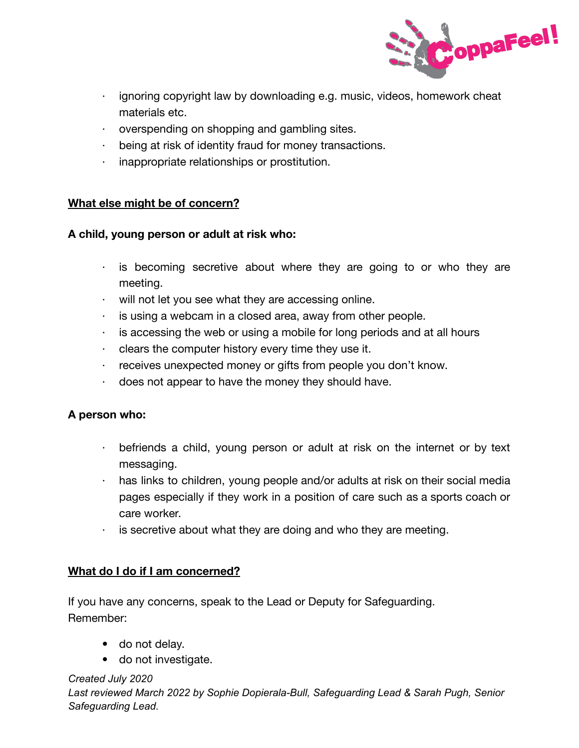- ignoring copyright law by downloading e.g. music, videos, homework cheat materials etc.
- overspending on shopping and gambling sites.
- being at risk of identity fraud for money transactions.
- inappropriate relationships or prostitution.

**<u>What else might be of concern?</u>**

**A child, young person or adult at risk who:**

- is becoming secretive about where they are going to or who they are meeting.
- will not let you see what they are accessing online.
- is using a webcam in a closed area, away from other people.
- is accessing the web or using a mobile for long periods and at all hours
- clears the computer history every time they use it.
- receives unexpected money or gifts from people you don't know.
- does not appear to have the money they should have.

**A person who:**

- befriends a child, young person or adult at risk on the internet or by text messaging.
- has links to children, young people and/or adults at risk on their social media pages especially if they work in a position of care such as a sports coach or care worker.
- is secretive about what they are doing and who they are meeting.

**<u>What do I do if I am concerned?</u>**

If you have any concerns, speak to the Lead or Deputy for Safeguarding.
Remember:

- do not delay.
- do not investigate.

*Created July 2020*
*Last reviewed March 2022 by Sophie Dopierala-Bull, Safeguarding Lead & Sarah Pugh, Senior Safeguarding Lead.*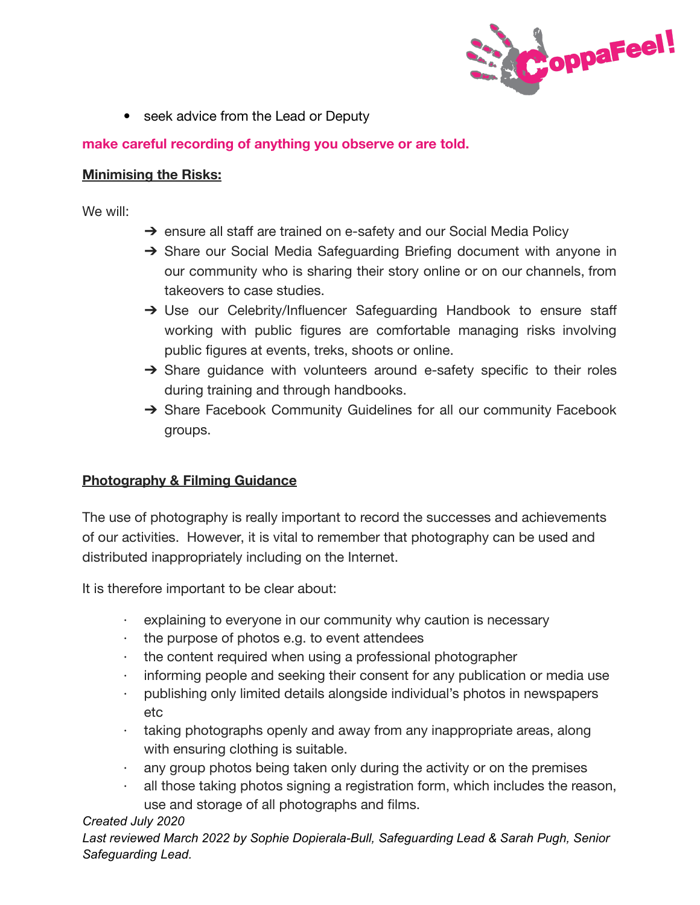- seek advice from the Lead or Deputy

**make careful recording of anything you observe or are told.**

**Minimising the Risks:**

We will:

- ➔ ensure all staff are trained on e-safety and our Social Media Policy
- ➔ Share our Social Media Safeguarding Briefing document with anyone in our community who is sharing their story online or on our channels, from takeovers to case studies.
- ➔ Use our Celebrity/Influencer Safeguarding Handbook to ensure staff working with public figures are comfortable managing risks involving public figures at events, treks, shoots or online.
- ➔ Share guidance with volunteers around e-safety specific to their roles during training and through handbooks.
- ➔ Share Facebook Community Guidelines for all our community Facebook groups.

**Photography & Filming Guidance**

The use of photography is really important to record the successes and achievements of our activities. However, it is vital to remember that photography can be used and distributed inappropriately including on the Internet.

It is therefore important to be clear about:

- explaining to everyone in our community why caution is necessary
- the purpose of photos e.g. to event attendees
- the content required when using a professional photographer
- informing people and seeking their consent for any publication or media use
- publishing only limited details alongside individual's photos in newspapers etc
- taking photographs openly and away from any inappropriate areas, along with ensuring clothing is suitable.
- any group photos being taken only during the activity or on the premises
- all those taking photos signing a registration form, which includes the reason, use and storage of all photographs and films.

*Created July 2020*

*Last reviewed March 2022 by Sophie Dopierala-Bull, Safeguarding Lead & Sarah Pugh, Senior Safeguarding Lead.*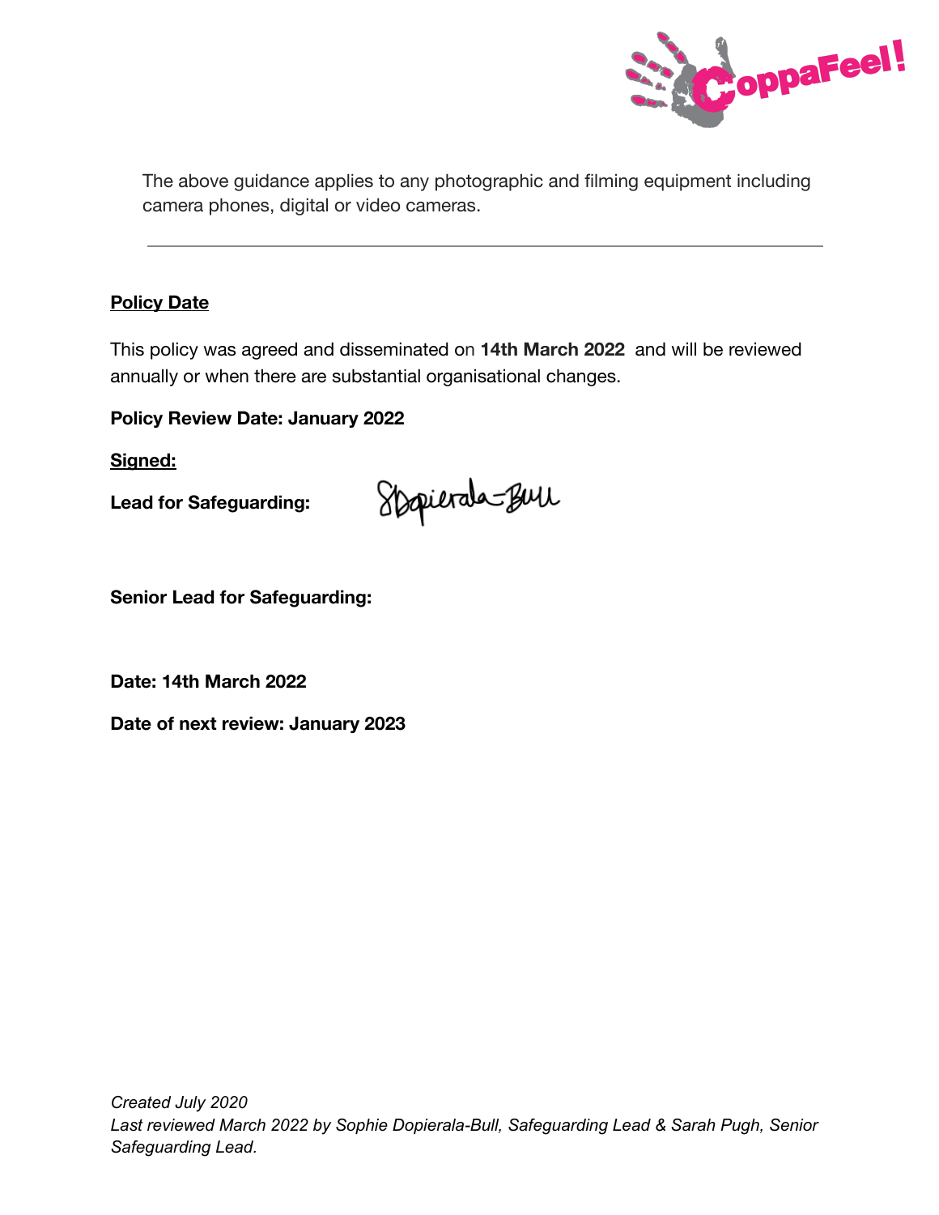The above guidance applies to any photographic and filming equipment including camera phones, digital or video cameras.

---

**Policy Date**

This policy was agreed and disseminated on **14th March 2022** and will be reviewed annually or when there are substantial organisational changes.

**Policy Review Date: January 2022**

**Signed:**

**Lead for Safeguarding:** SDopierala-Bull

**Senior Lead for Safeguarding:**

**Date: 14th March 2022**

**Date of next review: January 2023**

*Created July 2020*
*Last reviewed March 2022 by Sophie Dopierala-Bull, Safeguarding Lead & Sarah Pugh, Senior Safeguarding Lead.*